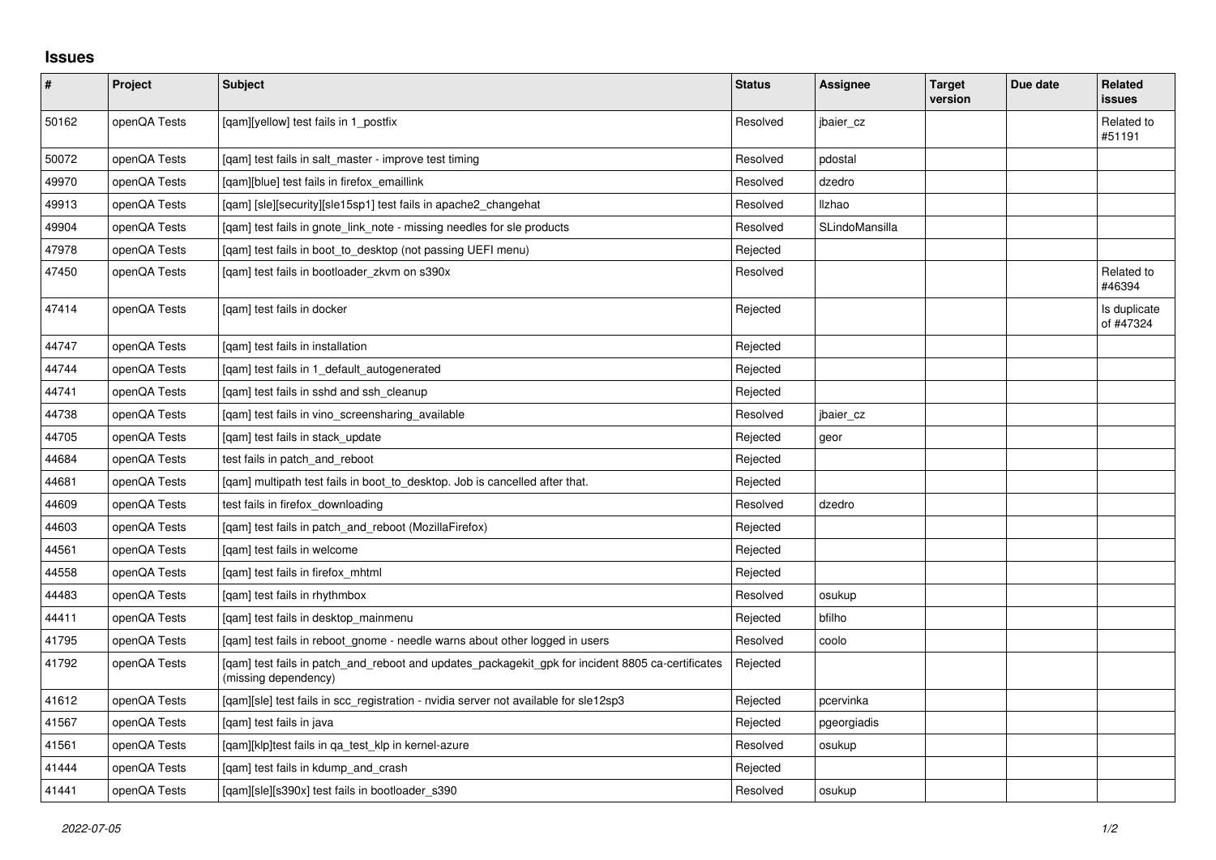## Issues

| # | Project | Subject | Status | Assignee | Target version | Due date | Related issues |
|---|---|---|---|---|---|---|---|
| 50162 | openQA Tests | [qam][yellow] test fails in 1_postfix | Resolved | jbaier_cz | | | Related to #51191 |
| 50072 | openQA Tests | [qam] test fails in salt_master - improve test timing | Resolved | pdostal | | | |
| 49970 | openQA Tests | [qam][blue] test fails in firefox_emaillink | Resolved | dzedro | | | |
| 49913 | openQA Tests | [qam] [sle][security][sle15sp1] test fails in apache2_changehat | Resolved | llzhao | | | |
| 49904 | openQA Tests | [qam] test fails in gnote_link_note - missing needles for sle products | Resolved | SLindoMansilla | | | |
| 47978 | openQA Tests | [qam] test fails in boot_to_desktop (not passing UEFI menu) | Rejected | | | | |
| 47450 | openQA Tests | [qam] test fails in bootloader_zkvm on s390x | Resolved | | | | Related to #46394 |
| 47414 | openQA Tests | [qam] test fails in docker | Rejected | | | | Is duplicate of #47324 |
| 44747 | openQA Tests | [qam] test fails in installation | Rejected | | | | |
| 44744 | openQA Tests | [qam] test fails in 1_default_autogenerated | Rejected | | | | |
| 44741 | openQA Tests | [qam] test fails in sshd and ssh_cleanup | Rejected | | | | |
| 44738 | openQA Tests | [qam] test fails in vino_screensharing_available | Resolved | jbaier_cz | | | |
| 44705 | openQA Tests | [qam] test fails in stack_update | Rejected | geor | | | |
| 44684 | openQA Tests | test fails in patch_and_reboot | Rejected | | | | |
| 44681 | openQA Tests | [qam] multipath test fails in boot_to_desktop. Job is cancelled after that. | Rejected | | | | |
| 44609 | openQA Tests | test fails in firefox_downloading | Resolved | dzedro | | | |
| 44603 | openQA Tests | [qam] test fails in patch_and_reboot (MozillaFirefox) | Rejected | | | | |
| 44561 | openQA Tests | [qam] test fails in welcome | Rejected | | | | |
| 44558 | openQA Tests | [qam] test fails in firefox_mhtml | Rejected | | | | |
| 44483 | openQA Tests | [qam] test fails in rhythmbox | Resolved | osukup | | | |
| 44411 | openQA Tests | [qam] test fails in desktop_mainmenu | Rejected | bfilho | | | |
| 41795 | openQA Tests | [qam] test fails in reboot_gnome - needle warns about other logged in users | Resolved | coolo | | | |
| 41792 | openQA Tests | [qam] test fails in patch_and_reboot and updates_packagekit_gpk for incident 8805 ca-certificates (missing dependency) | Rejected | | | | |
| 41612 | openQA Tests | [qam][sle] test fails in scc_registration - nvidia server not available for sle12sp3 | Rejected | pcervinka | | | |
| 41567 | openQA Tests | [qam] test fails in java | Rejected | pgeorgiadis | | | |
| 41561 | openQA Tests | [qam][klp]test fails in qa_test_klp in kernel-azure | Resolved | osukup | | | |
| 41444 | openQA Tests | [qam] test fails in kdump_and_crash | Rejected | | | | |
| 41441 | openQA Tests | [qam][sle][s390x] test fails in bootloader_s390 | Resolved | osukup | | | |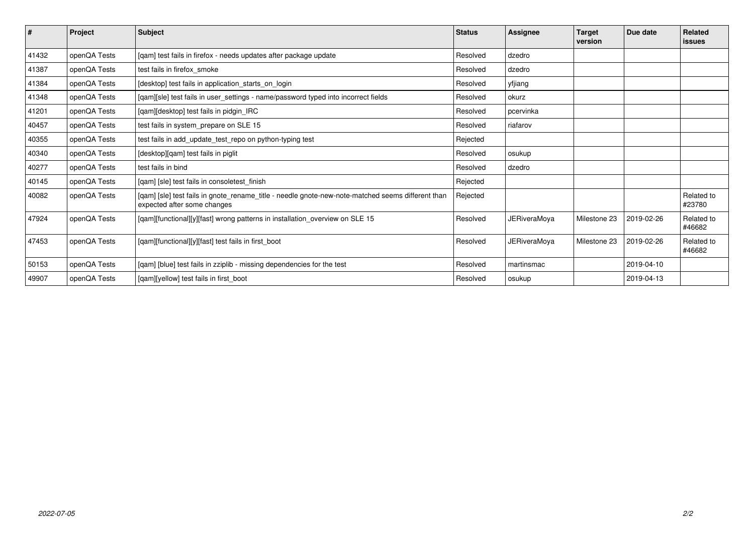| # | Project | Subject | Status | Assignee | Target version | Due date | Related issues |
|---|---|---|---|---|---|---|---|
| 41432 | openQA Tests | [qam] test fails in firefox - needs updates after package update | Resolved | dzedro | | | |
| 41387 | openQA Tests | test fails in firefox_smoke | Resolved | dzedro | | | |
| 41384 | openQA Tests | [desktop] test fails in application_starts_on_login | Resolved | yfjiang | | | |
| 41348 | openQA Tests | [qam][sle] test fails in user_settings - name/password typed into incorrect fields | Resolved | okurz | | | |
| 41201 | openQA Tests | [qam][desktop] test fails in pidgin_IRC | Resolved | pcervinka | | | |
| 40457 | openQA Tests | test fails in system_prepare on SLE 15 | Resolved | riafarov | | | |
| 40355 | openQA Tests | test fails in add_update_test_repo on python-typing test | Rejected | | | | |
| 40340 | openQA Tests | [desktop][qam] test fails in piglit | Resolved | osukup | | | |
| 40277 | openQA Tests | test fails in bind | Resolved | dzedro | | | |
| 40145 | openQA Tests | [qam] [sle] test fails in consoletest_finish | Rejected | | | | |
| 40082 | openQA Tests | [qam] [sle] test fails in gnote_rename_title - needle gnote-new-note-matched seems different than expected after some changes | Rejected | | | | Related to #23780 |
| 47924 | openQA Tests | [qam][functional][y][fast] wrong patterns in installation_overview on SLE 15 | Resolved | JERiveraMoya | Milestone 23 | 2019-02-26 | Related to #46682 |
| 47453 | openQA Tests | [qam][functional][y][fast] test fails in first_boot | Resolved | JERiveraMoya | Milestone 23 | 2019-02-26 | Related to #46682 |
| 50153 | openQA Tests | [qam] [blue] test fails in zziplib - missing dependencies for the test | Resolved | martinsmac | | 2019-04-10 | |
| 49907 | openQA Tests | [qam][yellow] test fails in first_boot | Resolved | osukup | | 2019-04-13 | |